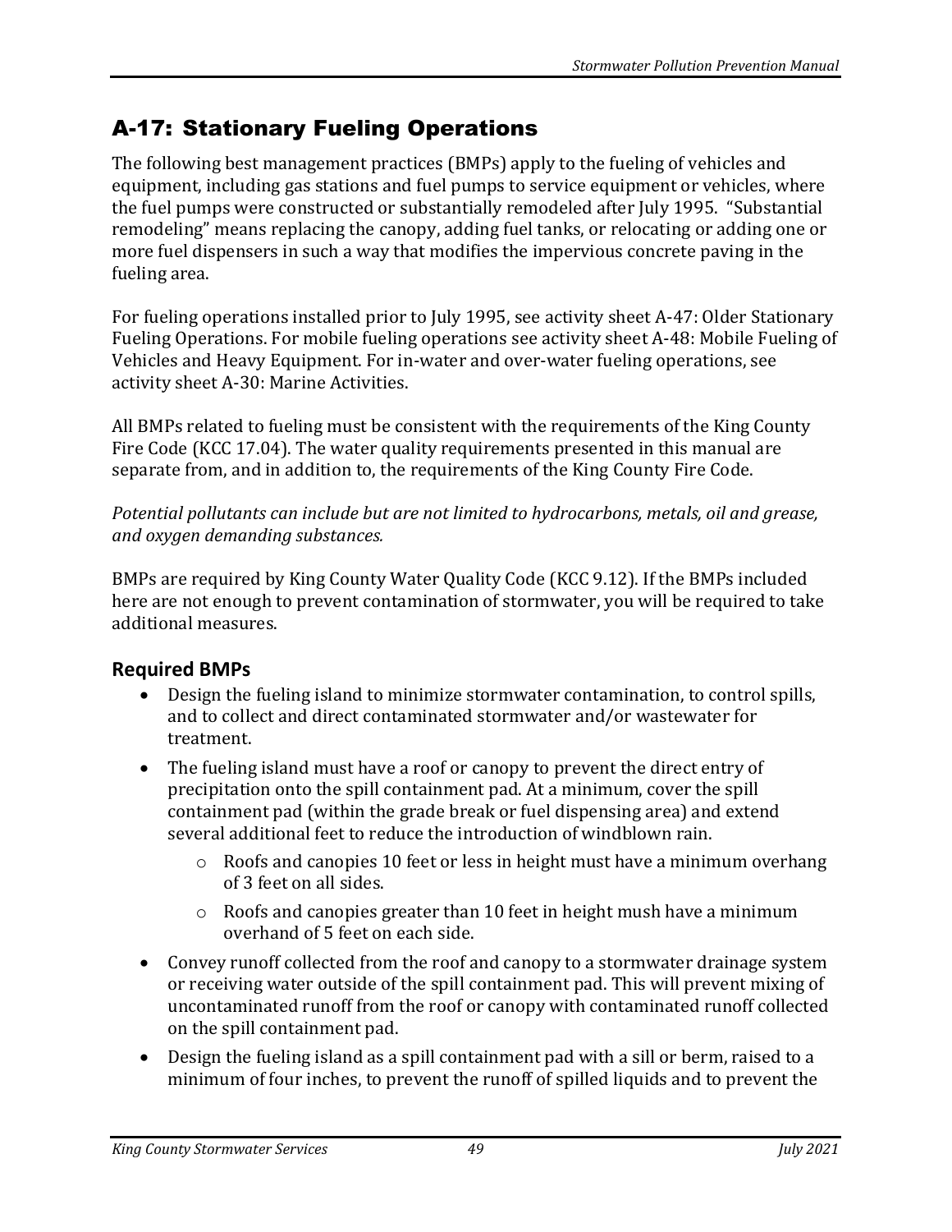# A-17: Stationary Fueling Operations

The following best management practices (BMPs) apply to the fueling of vehicles and equipment, including gas stations and fuel pumps to service equipment or vehicles, where the fuel pumps were constructed or substantially remodeled after July 1995. "Substantial remodeling" means replacing the canopy, adding fuel tanks, or relocating or adding one or more fuel dispensers in such a way that modifies the impervious concrete paving in the fueling area.

For fueling operations installed prior to July 1995, see activity sheet A-47: Older Stationary Fueling Operations. For mobile fueling operations see activity sheet A-48: Mobile Fueling of Vehicles and Heavy Equipment. For in-water and over-water fueling operations, see activity sheet A-30: Marine Activities.

All BMPs related to fueling must be consistent with the requirements of the King County Fire Code (KCC 17.04). The water quality requirements presented in this manual are separate from, and in addition to, the requirements of the King County Fire Code.

*Potential pollutants can include but are not limited to hydrocarbons, metals, oil and grease, and oxygen demanding substances.*

BMPs are required by King County Water Quality Code (KCC 9.12). If the BMPs included here are not enough to prevent contamination of stormwater, you will be required to take additional measures.

## Required BMPs

- Design the fueling island to minimize stormwater contamination, to control spills, and to collect and direct contaminated stormwater and/or wastewater for treatment.
- The fueling island must have a roof or canopy to prevent the direct entry of precipitation onto the spill containment pad. At a minimum, cover the spill containment pad (within the grade break or fuel dispensing area) and extend several additional feet to reduce the introduction of windblown rain.
  - Roofs and canopies 10 feet or less in height must have a minimum overhang of 3 feet on all sides.
  - Roofs and canopies greater than 10 feet in height mush have a minimum overhand of 5 feet on each side.
- Convey runoff collected from the roof and canopy to a stormwater drainage system or receiving water outside of the spill containment pad. This will prevent mixing of uncontaminated runoff from the roof or canopy with contaminated runoff collected on the spill containment pad.
- Design the fueling island as a spill containment pad with a sill or berm, raised to a minimum of four inches, to prevent the runoff of spilled liquids and to prevent the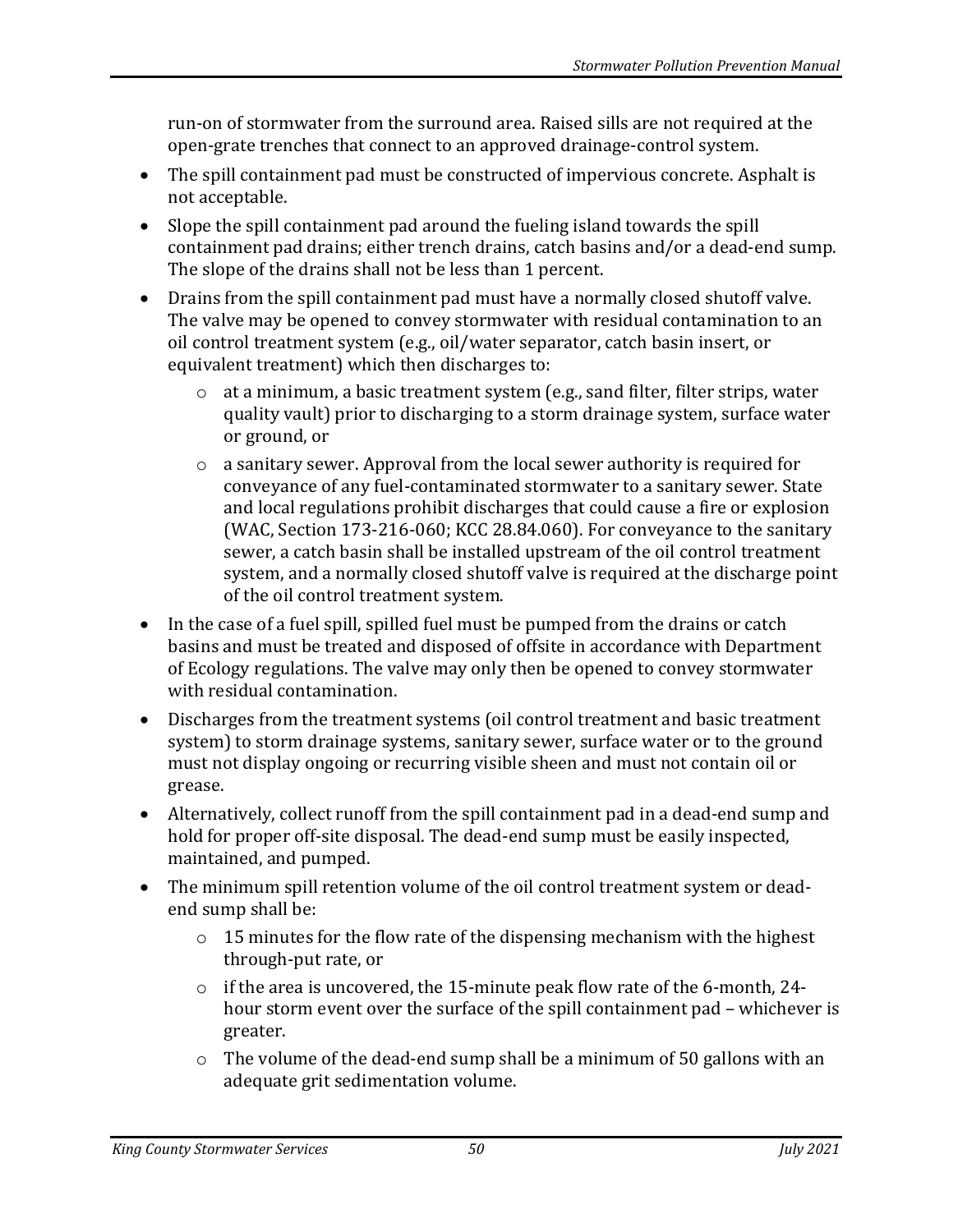run-on of stormwater from the surround area. Raised sills are not required at the open-grate trenches that connect to an approved drainage-control system.

- The spill containment pad must be constructed of impervious concrete. Asphalt is not acceptable.
- Slope the spill containment pad around the fueling island towards the spill containment pad drains; either trench drains, catch basins and/or a dead-end sump. The slope of the drains shall not be less than 1 percent.
- Drains from the spill containment pad must have a normally closed shutoff valve. The valve may be opened to convey stormwater with residual contamination to an oil control treatment system (e.g., oil/water separator, catch basin insert, or equivalent treatment) which then discharges to:
  - at a minimum, a basic treatment system (e.g., sand filter, filter strips, water quality vault) prior to discharging to a storm drainage system, surface water or ground, or
  - a sanitary sewer. Approval from the local sewer authority is required for conveyance of any fuel-contaminated stormwater to a sanitary sewer. State and local regulations prohibit discharges that could cause a fire or explosion (WAC, Section 173-216-060; KCC 28.84.060). For conveyance to the sanitary sewer, a catch basin shall be installed upstream of the oil control treatment system, and a normally closed shutoff valve is required at the discharge point of the oil control treatment system.
- In the case of a fuel spill, spilled fuel must be pumped from the drains or catch basins and must be treated and disposed of offsite in accordance with Department of Ecology regulations. The valve may only then be opened to convey stormwater with residual contamination.
- Discharges from the treatment systems (oil control treatment and basic treatment system) to storm drainage systems, sanitary sewer, surface water or to the ground must not display ongoing or recurring visible sheen and must not contain oil or grease.
- Alternatively, collect runoff from the spill containment pad in a dead-end sump and hold for proper off-site disposal. The dead-end sump must be easily inspected, maintained, and pumped.
- The minimum spill retention volume of the oil control treatment system or dead-end sump shall be:
  - 15 minutes for the flow rate of the dispensing mechanism with the highest through-put rate, or
  - if the area is uncovered, the 15-minute peak flow rate of the 6-month, 24-hour storm event over the surface of the spill containment pad – whichever is greater.
  - The volume of the dead-end sump shall be a minimum of 50 gallons with an adequate grit sedimentation volume.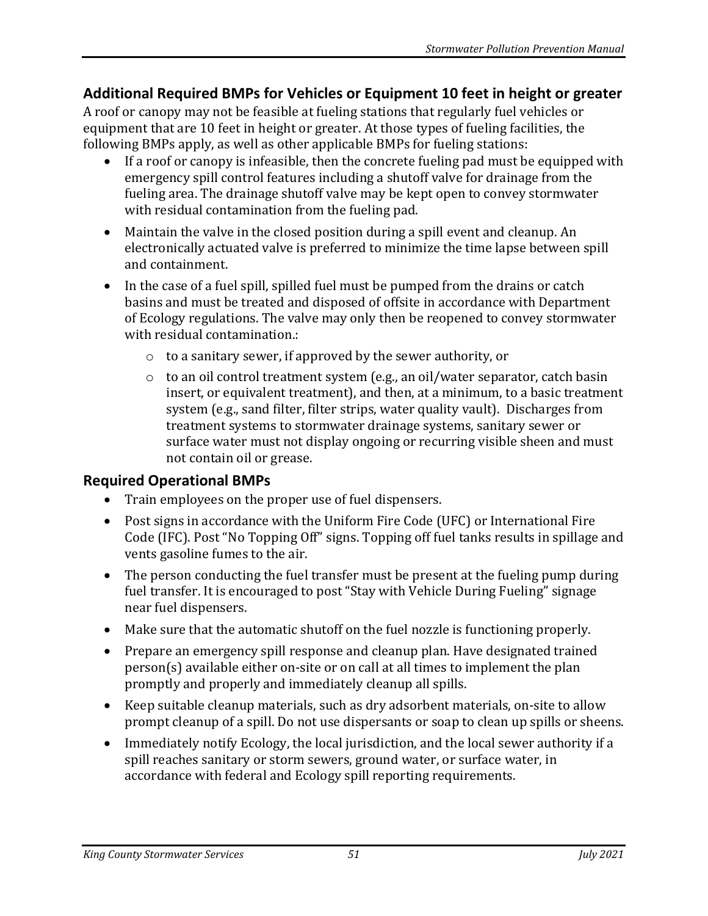## Additional Required BMPs for Vehicles or Equipment 10 feet in height or greater

A roof or canopy may not be feasible at fueling stations that regularly fuel vehicles or equipment that are 10 feet in height or greater. At those types of fueling facilities, the following BMPs apply, as well as other applicable BMPs for fueling stations:

- If a roof or canopy is infeasible, then the concrete fueling pad must be equipped with emergency spill control features including a shutoff valve for drainage from the fueling area. The drainage shutoff valve may be kept open to convey stormwater with residual contamination from the fueling pad.
- Maintain the valve in the closed position during a spill event and cleanup. An electronically actuated valve is preferred to minimize the time lapse between spill and containment.
- In the case of a fuel spill, spilled fuel must be pumped from the drains or catch basins and must be treated and disposed of offsite in accordance with Department of Ecology regulations. The valve may only then be reopened to convey stormwater with residual contamination.:
  - to a sanitary sewer, if approved by the sewer authority, or
  - to an oil control treatment system (e.g., an oil/water separator, catch basin insert, or equivalent treatment), and then, at a minimum, to a basic treatment system (e.g., sand filter, filter strips, water quality vault). Discharges from treatment systems to stormwater drainage systems, sanitary sewer or surface water must not display ongoing or recurring visible sheen and must not contain oil or grease.

## Required Operational BMPs

- Train employees on the proper use of fuel dispensers.
- Post signs in accordance with the Uniform Fire Code (UFC) or International Fire Code (IFC). Post "No Topping Off" signs. Topping off fuel tanks results in spillage and vents gasoline fumes to the air.
- The person conducting the fuel transfer must be present at the fueling pump during fuel transfer. It is encouraged to post "Stay with Vehicle During Fueling" signage near fuel dispensers.
- Make sure that the automatic shutoff on the fuel nozzle is functioning properly.
- Prepare an emergency spill response and cleanup plan. Have designated trained person(s) available either on-site or on call at all times to implement the plan promptly and properly and immediately cleanup all spills.
- Keep suitable cleanup materials, such as dry adsorbent materials, on-site to allow prompt cleanup of a spill. Do not use dispersants or soap to clean up spills or sheens.
- Immediately notify Ecology, the local jurisdiction, and the local sewer authority if a spill reaches sanitary or storm sewers, ground water, or surface water, in accordance with federal and Ecology spill reporting requirements.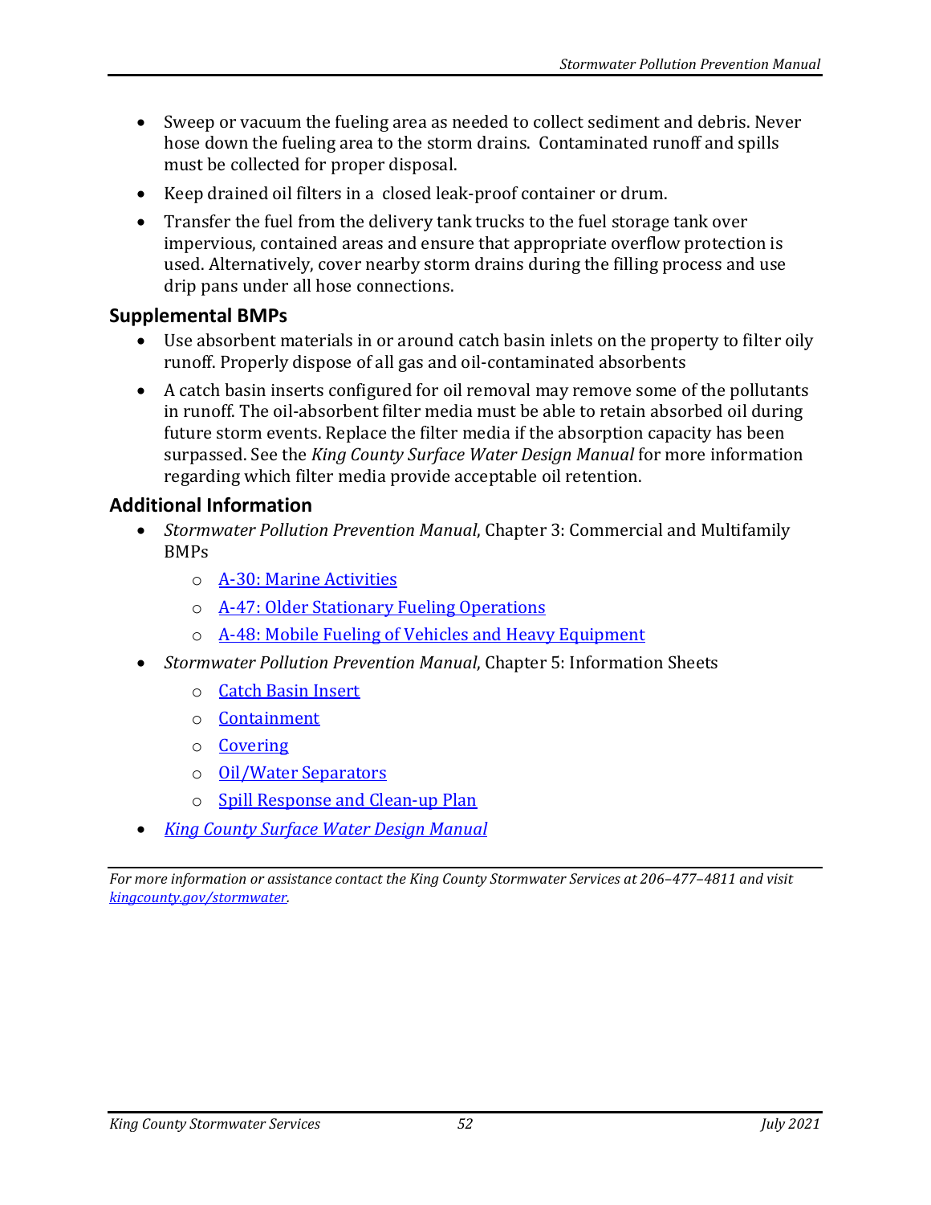- Sweep or vacuum the fueling area as needed to collect sediment and debris. Never hose down the fueling area to the storm drains. Contaminated runoff and spills must be collected for proper disposal.
- Keep drained oil filters in a closed leak-proof container or drum.
- Transfer the fuel from the delivery tank trucks to the fuel storage tank over impervious, contained areas and ensure that appropriate overflow protection is used. Alternatively, cover nearby storm drains during the filling process and use drip pans under all hose connections.

## Supplemental BMPs

- Use absorbent materials in or around catch basin inlets on the property to filter oily runoff. Properly dispose of all gas and oil-contaminated absorbents
- A catch basin inserts configured for oil removal may remove some of the pollutants in runoff. The oil-absorbent filter media must be able to retain absorbed oil during future storm events. Replace the filter media if the absorption capacity has been surpassed. See the *King County Surface Water Design Manual* for more information regarding which filter media provide acceptable oil retention.

## Additional Information

- *Stormwater Pollution Prevention Manual*, Chapter 3: Commercial and Multifamily BMPs
  - A-30: Marine Activities
  - A-47: Older Stationary Fueling Operations
  - A-48: Mobile Fueling of Vehicles and Heavy Equipment
- *Stormwater Pollution Prevention Manual*, Chapter 5: Information Sheets
  - Catch Basin Insert
  - Containment
  - Covering
  - Oil/Water Separators
  - Spill Response and Clean-up Plan
- *King County Surface Water Design Manual*

*For more information or assistance contact the King County Stormwater Services at 206–477–4811 and visit kingcounty.gov/stormwater.*